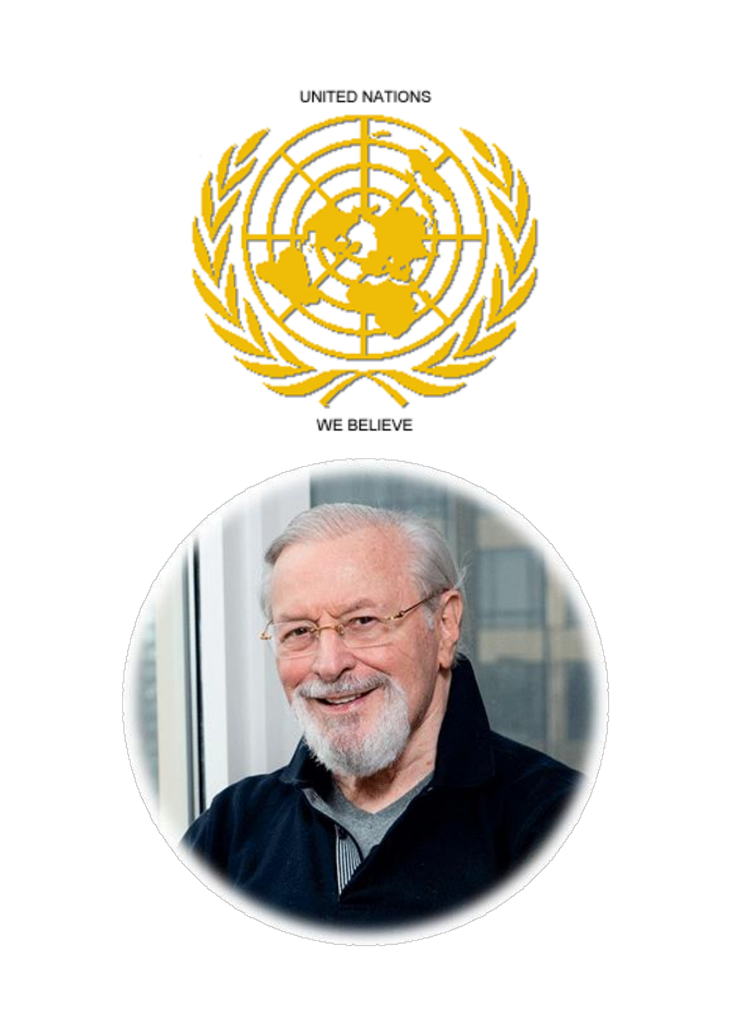UNITED NATIONS

WE BELIEVE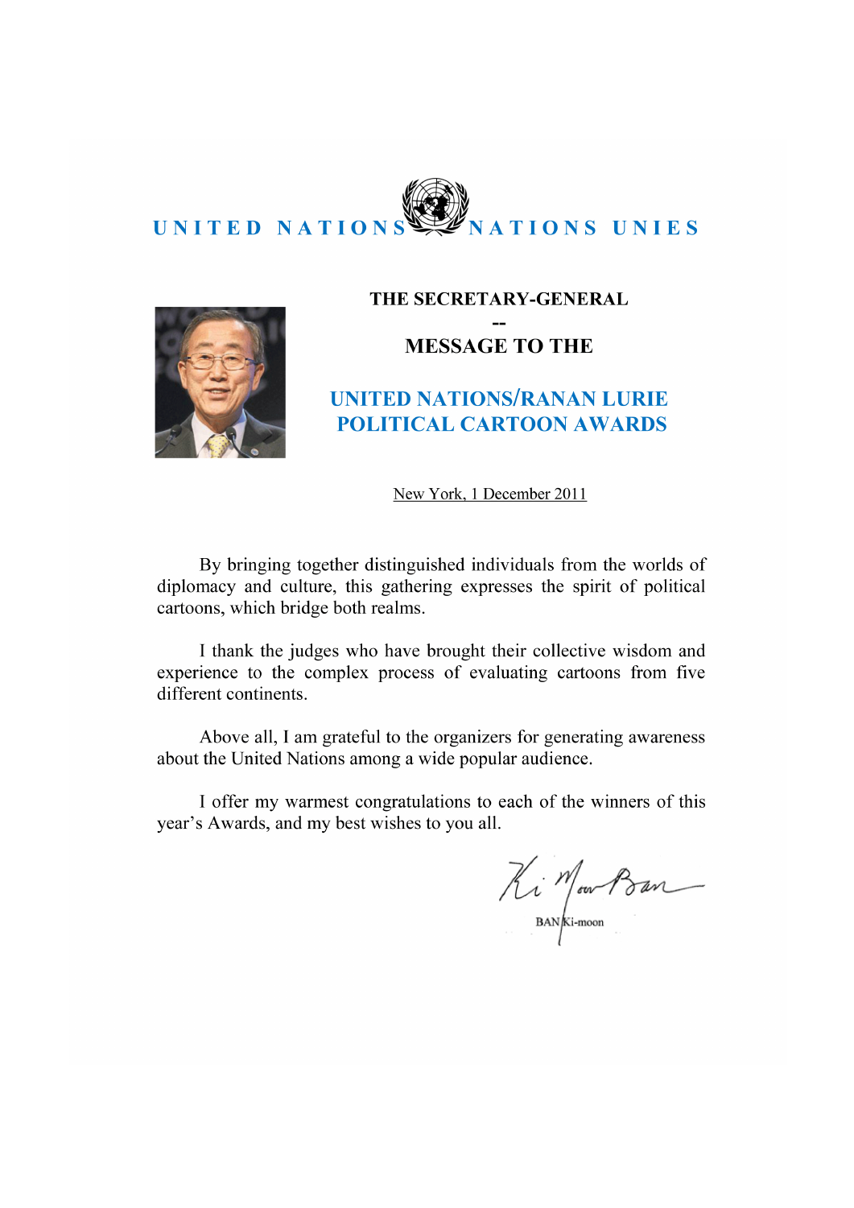UNITED NATIONS NATIONS UNIES

**THE SECRETARY-GENERAL**

**--**

**MESSAGE TO THE**

## UNITED NATIONS/RANAN LURIE POLITICAL CARTOON AWARDS

New York, 1 December 2011

By bringing together distinguished individuals from the worlds of diplomacy and culture, this gathering expresses the spirit of political cartoons, which bridge both realms.

I thank the judges who have brought their collective wisdom and experience to the complex process of evaluating cartoons from five different continents.

Above all, I am grateful to the organizers for generating awareness about the United Nations among a wide popular audience.

I offer my warmest congratulations to each of the winners of this year's Awards, and my best wishes to you all.

BAN Ki-moon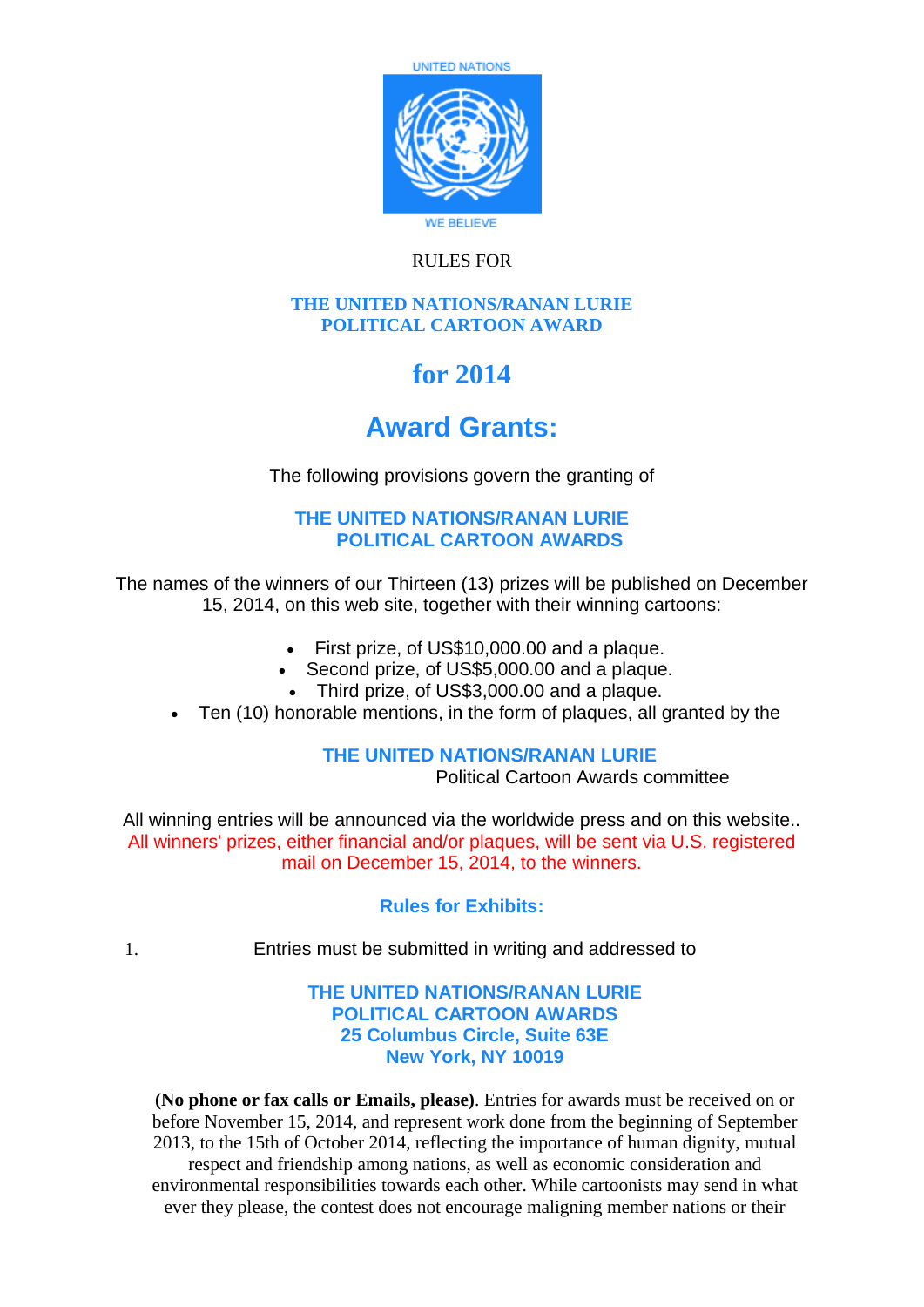UNITED NATIONS

WE BELIEVE

RULES FOR

**THE UNITED NATIONS/RANAN LURIE POLITICAL CARTOON AWARD**

# for 2014

# Award Grants:

The following provisions govern the granting of

**THE UNITED NATIONS/RANAN LURIE POLITICAL CARTOON AWARDS**

The names of the winners of our Thirteen (13) prizes will be published on December 15, 2014, on this web site, together with their winning cartoons:

- First prize, of US$10,000.00 and a plaque.
- Second prize, of US$5,000.00 and a plaque.
- Third prize, of US$3,000.00 and a plaque.
- Ten (10) honorable mentions, in the form of plaques, all granted by the

**THE UNITED NATIONS/RANAN LURIE** Political Cartoon Awards committee

All winning entries will be announced via the worldwide press and on this website.. All winners' prizes, either financial and/or plaques, will be sent via U.S. registered mail on December 15, 2014, to the winners.

## Rules for Exhibits:

1. Entries must be submitted in writing and addressed to

**THE UNITED NATIONS/RANAN LURIE**
**POLITICAL CARTOON AWARDS**
**25 Columbus Circle, Suite 63E**
**New York, NY 10019**

**(No phone or fax calls or Emails, please)**. Entries for awards must be received on or before November 15, 2014, and represent work done from the beginning of September 2013, to the 15th of October 2014, reflecting the importance of human dignity, mutual respect and friendship among nations, as well as economic consideration and environmental responsibilities towards each other. While cartoonists may send in what ever they please, the contest does not encourage maligning member nations or their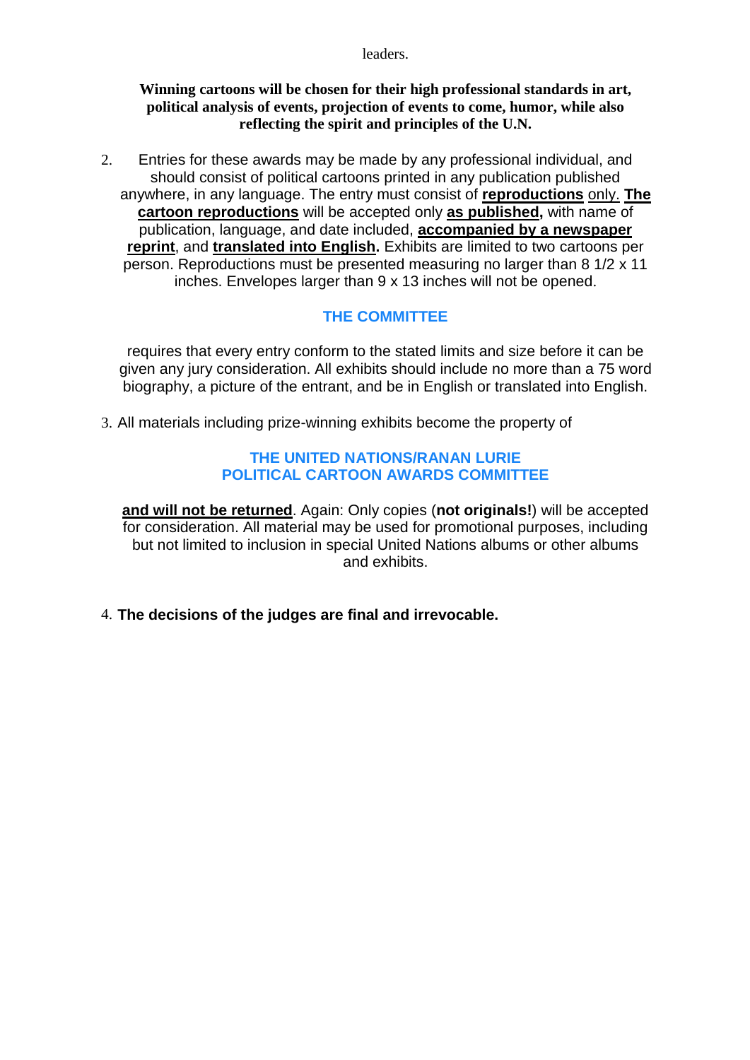leaders.

**Winning cartoons will be chosen for their high professional standards in art, political analysis of events, projection of events to come, humor, while also reflecting the spirit and principles of the U.N.**

2. Entries for these awards may be made by any professional individual, and should consist of political cartoons printed in any publication published anywhere, in any language. The entry must consist of **reproductions** only. **The cartoon reproductions** will be accepted only **as published,** with name of publication, language, and date included, **accompanied by a newspaper reprint**, and **translated into English.** Exhibits are limited to two cartoons per person. Reproductions must be presented measuring no larger than 8 1/2 x 11 inches. Envelopes larger than 9 x 13 inches will not be opened.

**THE COMMITTEE**

requires that every entry conform to the stated limits and size before it can be given any jury consideration. All exhibits should include no more than a 75 word biography, a picture of the entrant, and be in English or translated into English.

3. All materials including prize-winning exhibits become the property of

**THE UNITED NATIONS/RANAN LURIE POLITICAL CARTOON AWARDS COMMITTEE**

**and will not be returned**. Again: Only copies (**not originals!**) will be accepted for consideration. All material may be used for promotional purposes, including but not limited to inclusion in special United Nations albums or other albums and exhibits.

4. **The decisions of the judges are final and irrevocable.**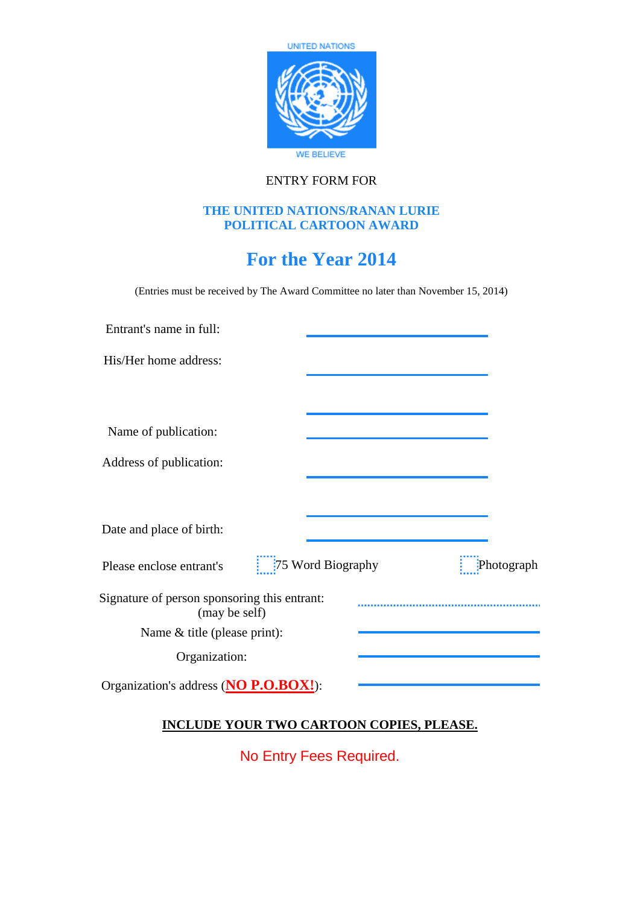UNITED NATIONS

WE BELIEVE

ENTRY FORM FOR

## THE UNITED NATIONS/RANAN LURIE POLITICAL CARTOON AWARD

# For the Year 2014

(Entries must be received by The Award Committee no later than November 15, 2014)

Entrant's name in full: ______________________

His/Her home address: ______________________

______________________

Name of publication: ______________________

Address of publication: ______________________

______________________

Date and place of birth: ______________________

Please enclose entrant's ☐ 75 Word Biography ☐ Photograph

Signature of person sponsoring this entrant: (may be self) ......................................................

Name & title (please print): ______________________

Organization: ______________________

Organization's address (**NO P.O.BOX!**): ______________________

**INCLUDE YOUR TWO CARTOON COPIES, PLEASE.**

No Entry Fees Required.